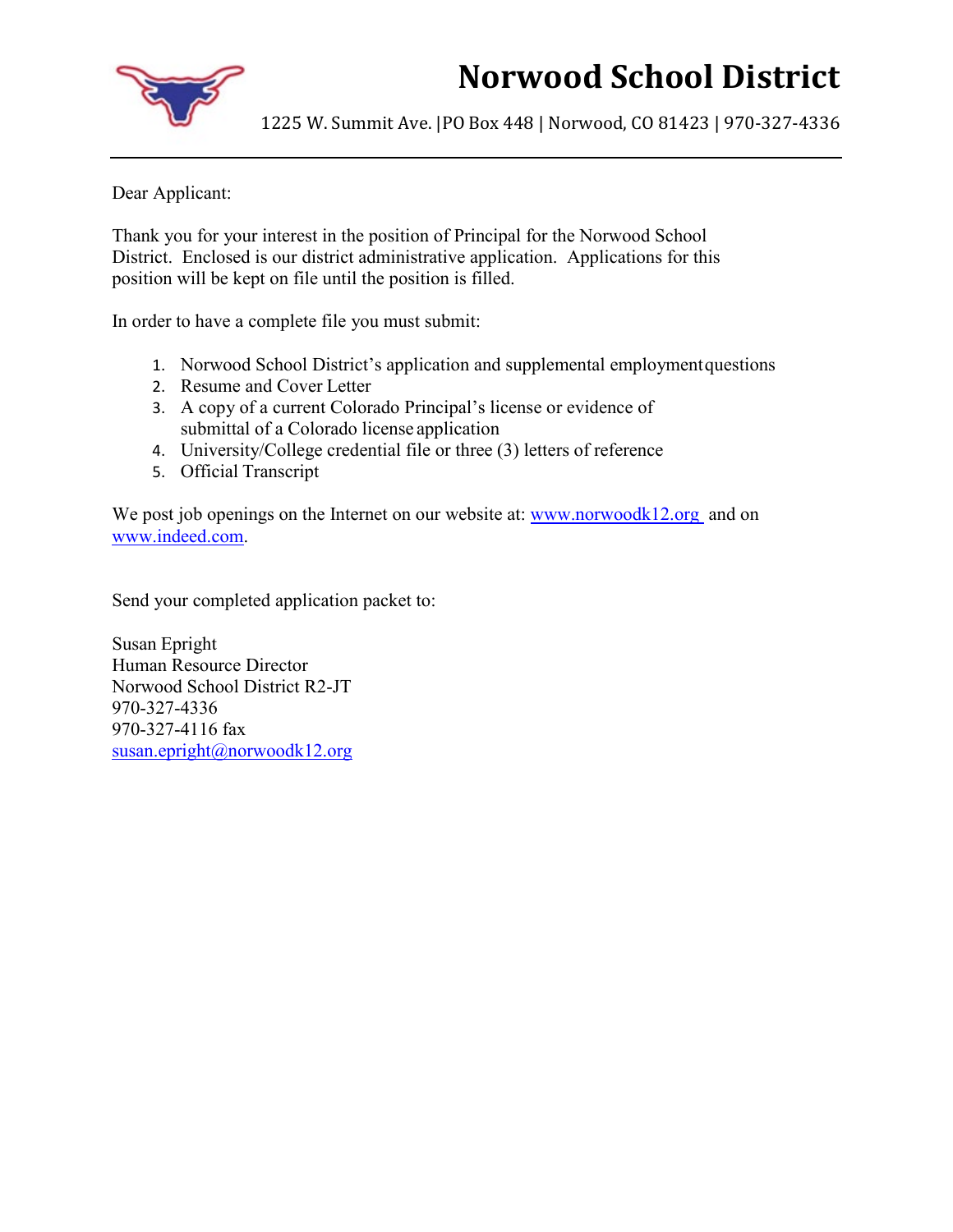# Norwood School District

1225 W. Summit Ave. |PO Box 448 | Norwood, CO 81423 | 970-327-4336

---

Dear Applicant:

Thank you for your interest in the position of Principal for the Norwood School District. Enclosed is our district administrative application. Applications for this position will be kept on file until the position is filled.

In order to have a complete file you must submit:

1. Norwood School District's application and supplemental employment questions
2. Resume and Cover Letter
3. A copy of a current Colorado Principal's license or evidence of submittal of a Colorado license application
4. University/College credential file or three (3) letters of reference
5. Official Transcript

We post job openings on the Internet on our website at: www.norwoodk12.org and on www.indeed.com.

Send your completed application packet to:

Susan Epright
Human Resource Director
Norwood School District R2-JT
970-327-4336
970-327-4116 fax
susan.epright@norwoodk12.org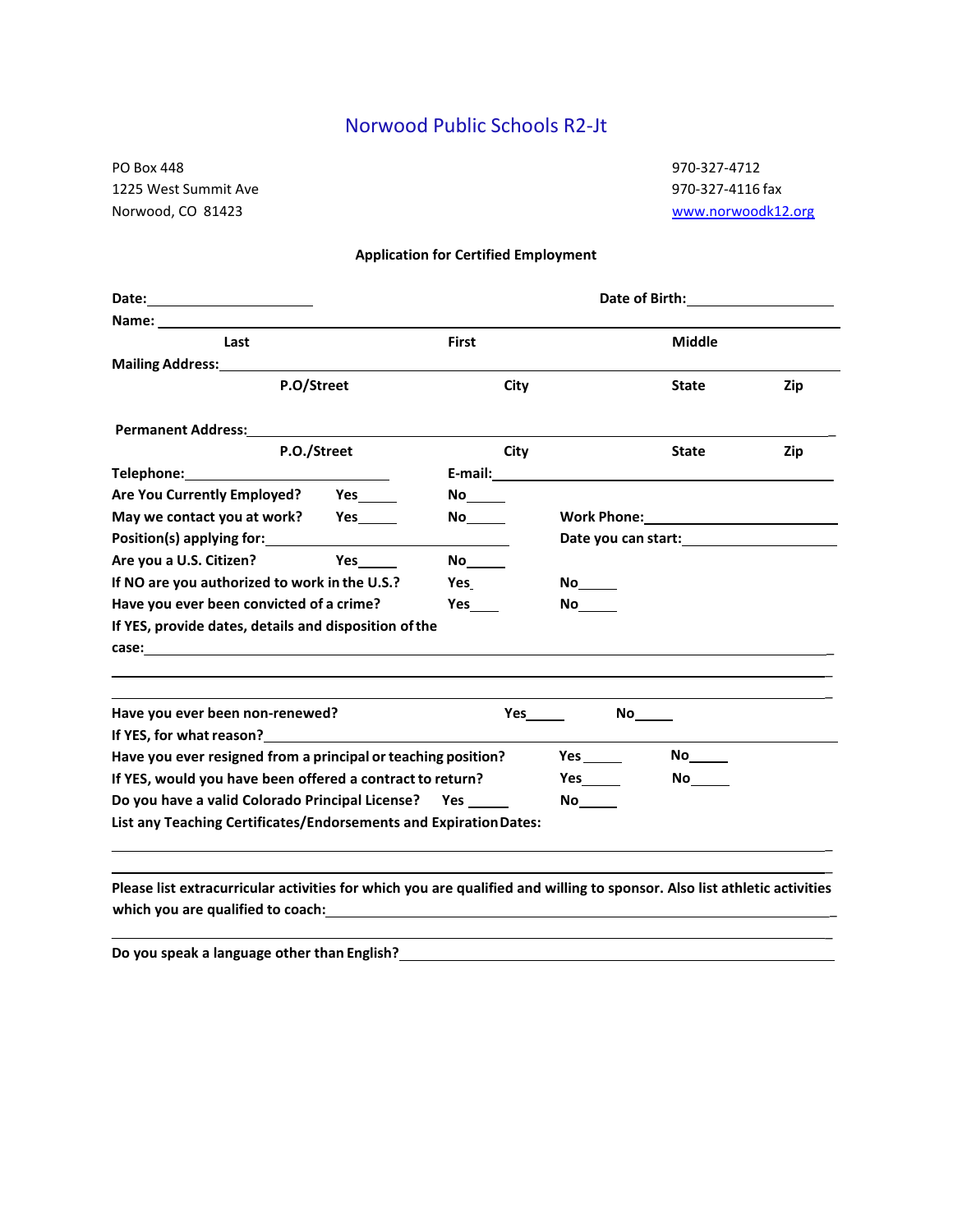# Norwood Public Schools R2-Jt

PO Box 448
1225 West Summit Ave
Norwood, CO 81423

970-327-4712
970-327-4116 fax
www.norwoodk12.org

**Application for Certified Employment**

**Date:**____________________ **Date of Birth:**____________________

**Name:** ________________________________________________________________

**Last** **First** **Middle**

**Mailing Address:**________________________________________________________

**P.O/Street** **City** **State** **Zip**

**Permanent Address:**_____________________________________________________

**P.O./Street** **City** **State** **Zip**

**Telephone:**__________________________ **E-mail:**___________________________

**Are You Currently Employed?** **Yes**_____ **No**_____

**May we contact you at work?** **Yes**_____ **No**_____ **Work Phone:**____________________

**Position(s) applying for:**_____________________________ **Date you can start:**____________________

**Are you a U.S. Citizen?** **Yes**_____ **No**_____

**If NO are you authorized to work in the U.S.?** **Yes**_ **No**_____

**Have you ever been convicted of a crime?** **Yes**____ **No**_____

**If YES, provide dates, details and disposition of the case:**_____________________________________________

______________________________________________________________________________

______________________________________________________________________________

**Have you ever been non-renewed?** **Yes**_____ **No**_____

**If YES, for what reason?**__________________________________________________

**Have you ever resigned from a principal or teaching position?** **Yes** _____ **No**_____

**If YES, would you have been offered a contract to return?** **Yes**_____ **No**_____

**Do you have a valid Colorado Principal License?** **Yes** _____ **No**_____

**List any Teaching Certificates/Endorsements and Expiration Dates:**

______________________________________________________________________________

______________________________________________________________________________

**Please list extracurricular activities for which you are qualified and willing to sponsor. Also list athletic activities which you are qualified to coach:**_____________________________________________________

______________________________________________________________________________

**Do you speak a language other than English?**_____________________________________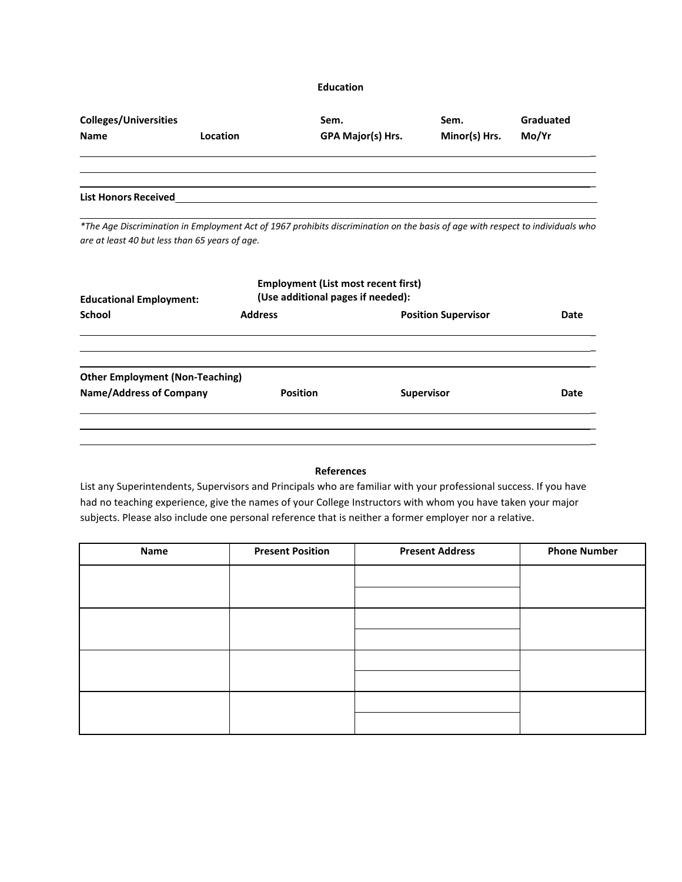## Education

| Colleges/Universities Name | Location | Sem. GPA Major(s) Hrs. | Sem. Minor(s) Hrs. | Graduated Mo/Yr |
|---|---|---|---|---|
| | | | | |
| | | | | |
| | | | | |

**List Honors Received**\_\_\_\_\_\_\_\_\_\_\_\_\_\_\_\_\_\_\_\_\_\_\_\_\_\_\_\_\_\_\_\_\_\_\_\_\_\_\_\_

*\*The Age Discrimination in Employment Act of 1967 prohibits discrimination on the basis of age with respect to individuals who are at least 40 but less than 65 years of age.*

## Employment (List most recent first) (Use additional pages if needed):

**Educational Employment:**

| School | Address | Position Supervisor | Date |
|---|---|---|---|
| | | | |
| | | | |
| | | | |

**Other Employment (Non-Teaching)**

| Name/Address of Company | Position | Supervisor | Date |
|---|---|---|---|
| | | | |
| | | | |
| | | | |

## References

List any Superintendents, Supervisors and Principals who are familiar with your professional success. If you have had no teaching experience, give the names of your College Instructors with whom you have taken your major subjects. Please also include one personal reference that is neither a former employer nor a relative.

| Name | Present Position | Present Address | Phone Number |
|---|---|---|---|
| | | | |
| | | | |
| | | | |
| | | | |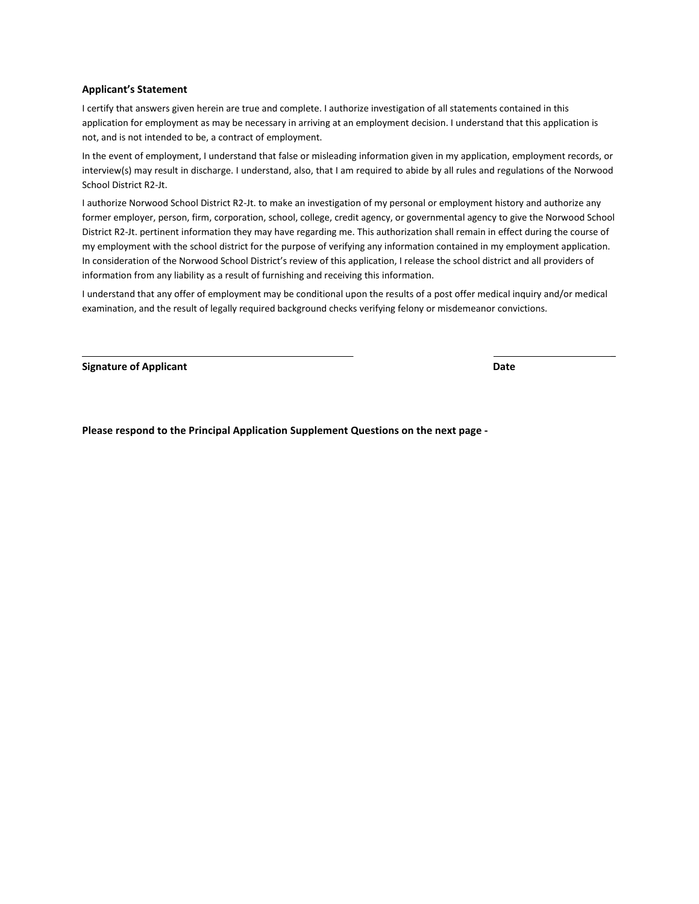### Applicant's Statement

I certify that answers given herein are true and complete. I authorize investigation of all statements contained in this application for employment as may be necessary in arriving at an employment decision. I understand that this application is not, and is not intended to be, a contract of employment.

In the event of employment, I understand that false or misleading information given in my application, employment records, or interview(s) may result in discharge. I understand, also, that I am required to abide by all rules and regulations of the Norwood School District R2-Jt.

I authorize Norwood School District R2-Jt. to make an investigation of my personal or employment history and authorize any former employer, person, firm, corporation, school, college, credit agency, or governmental agency to give the Norwood School District R2-Jt. pertinent information they may have regarding me. This authorization shall remain in effect during the course of my employment with the school district for the purpose of verifying any information contained in my employment application. In consideration of the Norwood School District's review of this application, I release the school district and all providers of information from any liability as a result of furnishing and receiving this information.

I understand that any offer of employment may be conditional upon the results of a post offer medical inquiry and/or medical examination, and the result of legally required background checks verifying felony or misdemeanor convictions.

______________________________________________ ____________________

**Signature of Applicant** **Date**

**Please respond to the Principal Application Supplement Questions on the next page -**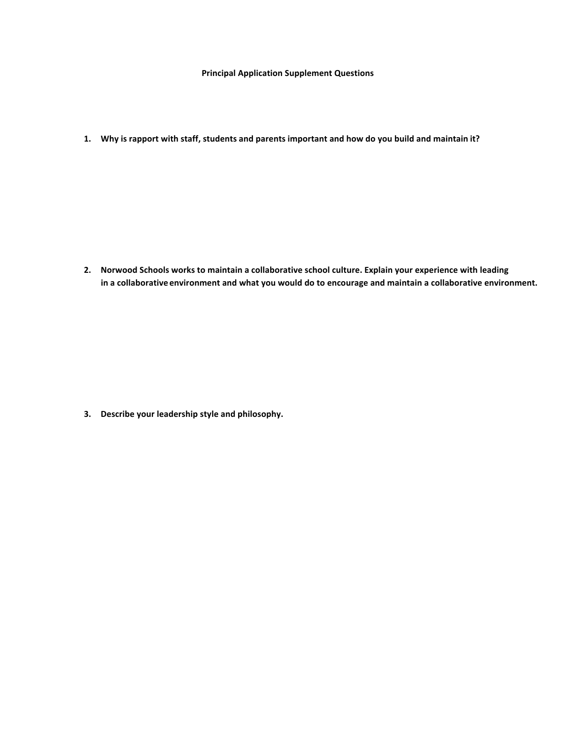**Principal Application Supplement Questions**

1. **Why is rapport with staff, students and parents important and how do you build and maintain it?**

2. **Norwood Schools works to maintain a collaborative school culture. Explain your experience with leading in a collaborative environment and what you would do to encourage and maintain a collaborative environment.**

3. **Describe your leadership style and philosophy.**